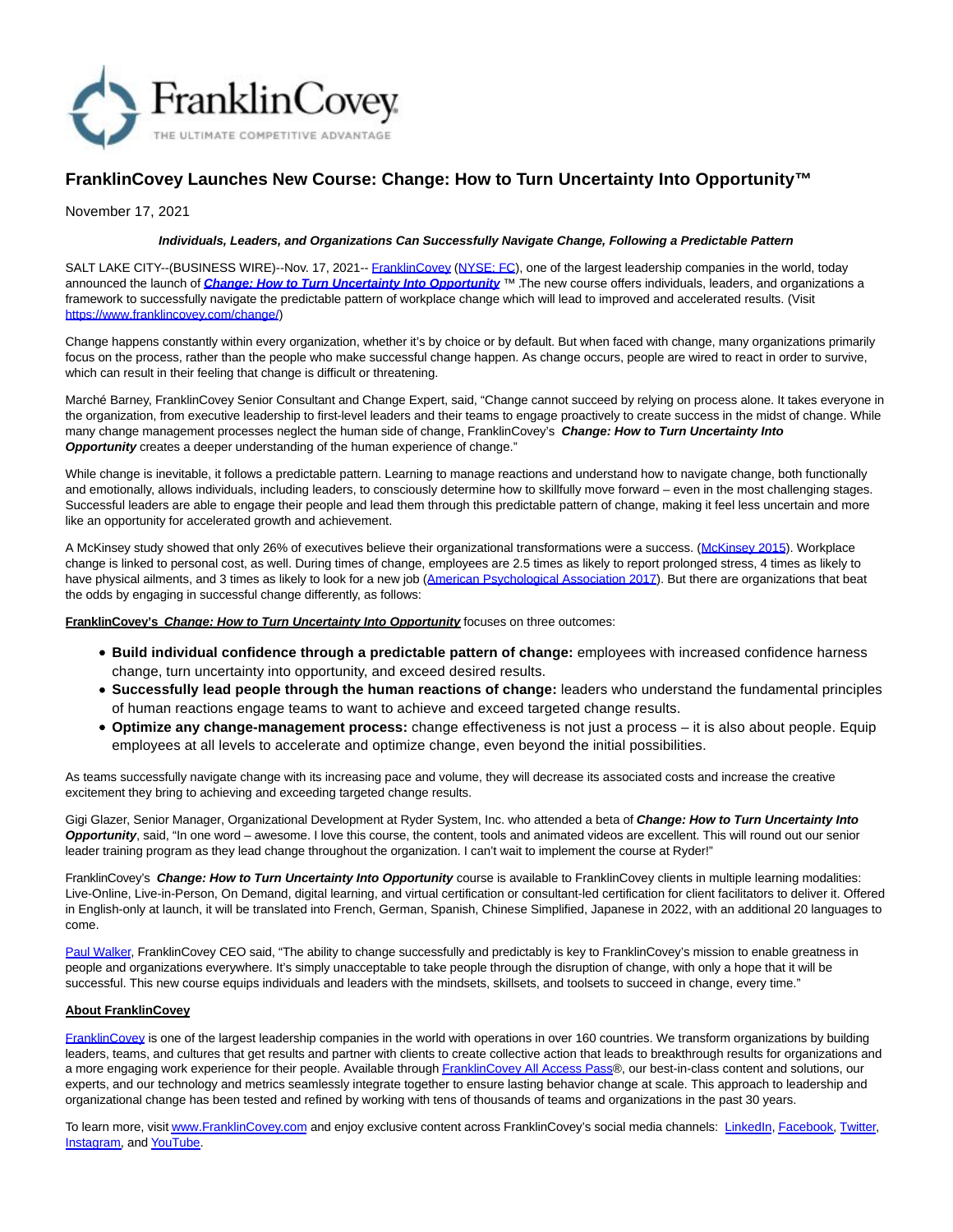# FranklinCovey Launches New Course: Change: How to Turn Uncertainty Into Opportunity™

November 17, 2021

***Individuals, Leaders, and Organizations Can Successfully Navigate Change, Following a Predictable Pattern***

SALT LAKE CITY--(BUSINESS WIRE)--Nov. 17, 2021-- FranklinCovey (NYSE: FC), one of the largest leadership companies in the world, today announced the launch of ***Change: How to Turn Uncertainty Into Opportunity*** ™ .The new course offers individuals, leaders, and organizations a framework to successfully navigate the predictable pattern of workplace change which will lead to improved and accelerated results. (Visit https://www.franklincovey.com/change/)

Change happens constantly within every organization, whether it's by choice or by default. But when faced with change, many organizations primarily focus on the process, rather than the people who make successful change happen. As change occurs, people are wired to react in order to survive, which can result in their feeling that change is difficult or threatening.

Marché Barney, FranklinCovey Senior Consultant and Change Expert, said, "Change cannot succeed by relying on process alone. It takes everyone in the organization, from executive leadership to first-level leaders and their teams to engage proactively to create success in the midst of change. While many change management processes neglect the human side of change, FranklinCovey's ***Change: How to Turn Uncertainty Into Opportunity*** creates a deeper understanding of the human experience of change."

While change is inevitable, it follows a predictable pattern. Learning to manage reactions and understand how to navigate change, both functionally and emotionally, allows individuals, including leaders, to consciously determine how to skillfully move forward – even in the most challenging stages. Successful leaders are able to engage their people and lead them through this predictable pattern of change, making it feel less uncertain and more like an opportunity for accelerated growth and achievement.

A McKinsey study showed that only 26% of executives believe their organizational transformations were a success. (McKinsey 2015). Workplace change is linked to personal cost, as well. During times of change, employees are 2.5 times as likely to report prolonged stress, 4 times as likely to have physical ailments, and 3 times as likely to look for a new job (American Psychological Association 2017). But there are organizations that beat the odds by engaging in successful change differently, as follows:

**FranklinCovey's *Change: How to Turn Uncertainty Into Opportunity*** focuses on three outcomes:

- **Build individual confidence through a predictable pattern of change:** employees with increased confidence harness change, turn uncertainty into opportunity, and exceed desired results.
- **Successfully lead people through the human reactions of change:** leaders who understand the fundamental principles of human reactions engage teams to want to achieve and exceed targeted change results.
- **Optimize any change-management process:** change effectiveness is not just a process – it is also about people. Equip employees at all levels to accelerate and optimize change, even beyond the initial possibilities.

As teams successfully navigate change with its increasing pace and volume, they will decrease its associated costs and increase the creative excitement they bring to achieving and exceeding targeted change results.

Gigi Glazer, Senior Manager, Organizational Development at Ryder System, Inc. who attended a beta of ***Change: How to Turn Uncertainty Into Opportunity***, said, "In one word – awesome. I love this course, the content, tools and animated videos are excellent. This will round out our senior leader training program as they lead change throughout the organization. I can't wait to implement the course at Ryder!"

FranklinCovey's ***Change: How to Turn Uncertainty Into Opportunity*** course is available to FranklinCovey clients in multiple learning modalities: Live-Online, Live-in-Person, On Demand, digital learning, and virtual certification or consultant-led certification for client facilitators to deliver it. Offered in English-only at launch, it will be translated into French, German, Spanish, Chinese Simplified, Japanese in 2022, with an additional 20 languages to come.

Paul Walker, FranklinCovey CEO said, "The ability to change successfully and predictably is key to FranklinCovey's mission to enable greatness in people and organizations everywhere. It's simply unacceptable to take people through the disruption of change, with only a hope that it will be successful. This new course equips individuals and leaders with the mindsets, skillsets, and toolsets to succeed in change, every time."

**About FranklinCovey**

FranklinCovey is one of the largest leadership companies in the world with operations in over 160 countries. We transform organizations by building leaders, teams, and cultures that get results and partner with clients to create collective action that leads to breakthrough results for organizations and a more engaging work experience for their people. Available through FranklinCovey All Access Pass®, our best-in-class content and solutions, our experts, and our technology and metrics seamlessly integrate together to ensure lasting behavior change at scale. This approach to leadership and organizational change has been tested and refined by working with tens of thousands of teams and organizations in the past 30 years.

To learn more, visit www.FranklinCovey.com and enjoy exclusive content across FranklinCovey's social media channels: LinkedIn, Facebook, Twitter, Instagram, and YouTube.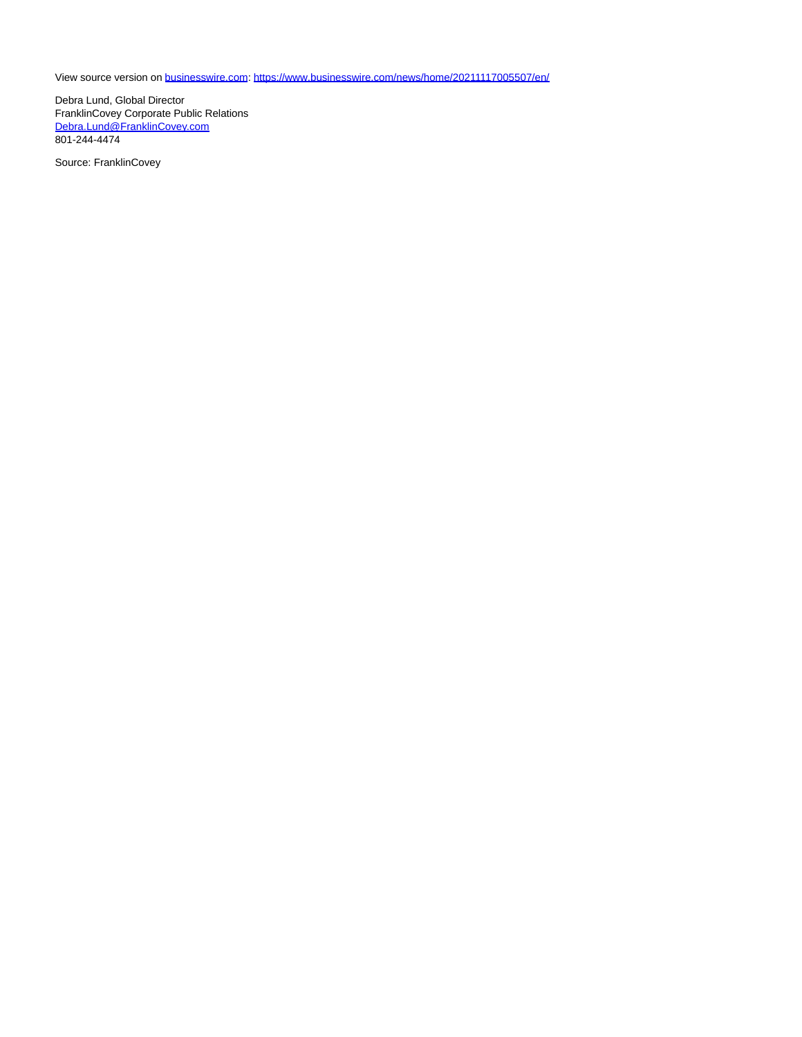View source version on [businesswire.com](https://www.businesswire.com/news/home/20211117005507/en/): [https://www.businesswire.com/news/home/20211117005507/en/](https://www.businesswire.com/news/home/20211117005507/en/)

Debra Lund, Global Director
FranklinCovey Corporate Public Relations
[Debra.Lund@FranklinCovey.com](mailto:Debra.Lund@FranklinCovey.com)
801-244-4474

Source: FranklinCovey